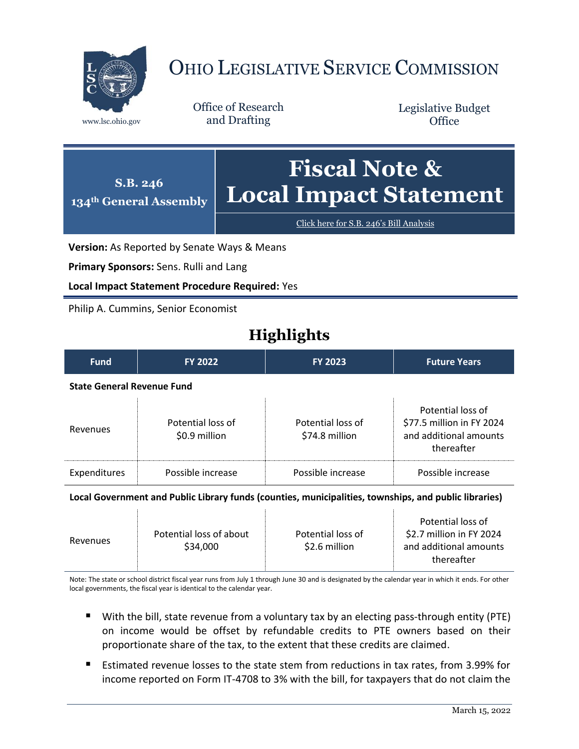# Ohio Legislative Service Commission

www.lsc.ohio.gov

Office of Research and Drafting

Legislative Budget Office

**S.B. 246**
**134th General Assembly**

# Fiscal Note & Local Impact Statement

Click here for S.B. 246's Bill Analysis

**Version:** As Reported by Senate Ways & Means

**Primary Sponsors:** Sens. Rulli and Lang

**Local Impact Statement Procedure Required:** Yes

Philip A. Cummins, Senior Economist

## Highlights

| Fund | FY 2022 | FY 2023 | Future Years |
|---|---|---|---|
| **State General Revenue Fund** | | | |
| Revenues | Potential loss of $0.9 million | Potential loss of $74.8 million | Potential loss of $77.5 million in FY 2024 and additional amounts thereafter |
| Expenditures | Possible increase | Possible increase | Possible increase |
| **Local Government and Public Library funds (counties, municipalities, townships, and public libraries)** | | | |
| Revenues | Potential loss of about $34,000 | Potential loss of $2.6 million | Potential loss of $2.7 million in FY 2024 and additional amounts thereafter |

Note: The state or school district fiscal year runs from July 1 through June 30 and is designated by the calendar year in which it ends. For other local governments, the fiscal year is identical to the calendar year.

- With the bill, state revenue from a voluntary tax by an electing pass-through entity (PTE) on income would be offset by refundable credits to PTE owners based on their proportionate share of the tax, to the extent that these credits are claimed.
- Estimated revenue losses to the state stem from reductions in tax rates, from 3.99% for income reported on Form IT-4708 to 3% with the bill, for taxpayers that do not claim the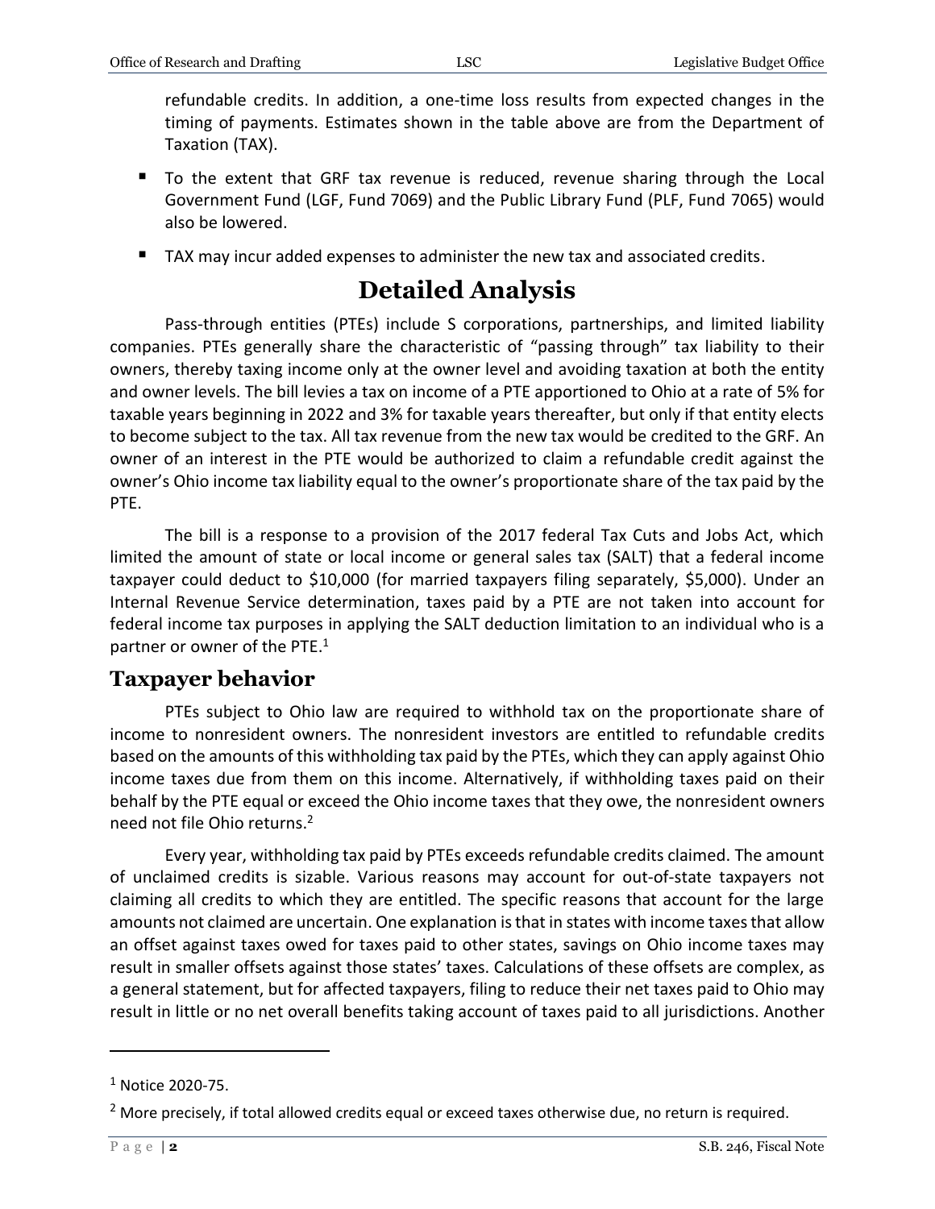refundable credits. In addition, a one-time loss results from expected changes in the timing of payments. Estimates shown in the table above are from the Department of Taxation (TAX).

- To the extent that GRF tax revenue is reduced, revenue sharing through the Local Government Fund (LGF, Fund 7069) and the Public Library Fund (PLF, Fund 7065) would also be lowered.
- TAX may incur added expenses to administer the new tax and associated credits.

# Detailed Analysis

Pass-through entities (PTEs) include S corporations, partnerships, and limited liability companies. PTEs generally share the characteristic of "passing through" tax liability to their owners, thereby taxing income only at the owner level and avoiding taxation at both the entity and owner levels. The bill levies a tax on income of a PTE apportioned to Ohio at a rate of 5% for taxable years beginning in 2022 and 3% for taxable years thereafter, but only if that entity elects to become subject to the tax. All tax revenue from the new tax would be credited to the GRF. An owner of an interest in the PTE would be authorized to claim a refundable credit against the owner's Ohio income tax liability equal to the owner's proportionate share of the tax paid by the PTE.

The bill is a response to a provision of the 2017 federal Tax Cuts and Jobs Act, which limited the amount of state or local income or general sales tax (SALT) that a federal income taxpayer could deduct to $10,000 (for married taxpayers filing separately, $5,000). Under an Internal Revenue Service determination, taxes paid by a PTE are not taken into account for federal income tax purposes in applying the SALT deduction limitation to an individual who is a partner or owner of the PTE.[1]

## Taxpayer behavior

PTEs subject to Ohio law are required to withhold tax on the proportionate share of income to nonresident owners. The nonresident investors are entitled to refundable credits based on the amounts of this withholding tax paid by the PTEs, which they can apply against Ohio income taxes due from them on this income. Alternatively, if withholding taxes paid on their behalf by the PTE equal or exceed the Ohio income taxes that they owe, the nonresident owners need not file Ohio returns.[2]

Every year, withholding tax paid by PTEs exceeds refundable credits claimed. The amount of unclaimed credits is sizable. Various reasons may account for out-of-state taxpayers not claiming all credits to which they are entitled. The specific reasons that account for the large amounts not claimed are uncertain. One explanation is that in states with income taxes that allow an offset against taxes owed for taxes paid to other states, savings on Ohio income taxes may result in smaller offsets against those states' taxes. Calculations of these offsets are complex, as a general statement, but for affected taxpayers, filing to reduce their net taxes paid to Ohio may result in little or no net overall benefits taking account of taxes paid to all jurisdictions. Another

---

[1] Notice 2020-75.

[2] More precisely, if total allowed credits equal or exceed taxes otherwise due, no return is required.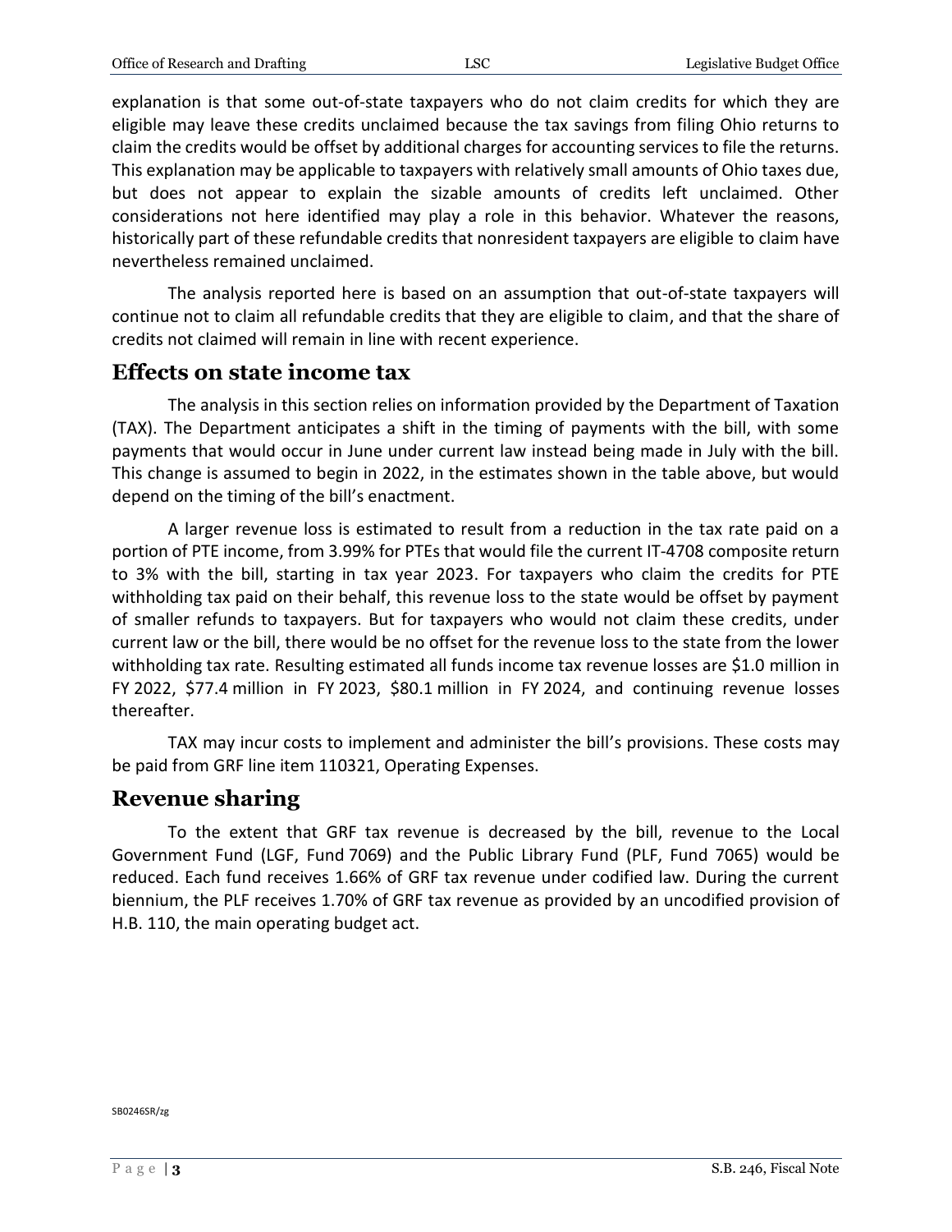explanation is that some out-of-state taxpayers who do not claim credits for which they are eligible may leave these credits unclaimed because the tax savings from filing Ohio returns to claim the credits would be offset by additional charges for accounting services to file the returns. This explanation may be applicable to taxpayers with relatively small amounts of Ohio taxes due, but does not appear to explain the sizable amounts of credits left unclaimed. Other considerations not here identified may play a role in this behavior. Whatever the reasons, historically part of these refundable credits that nonresident taxpayers are eligible to claim have nevertheless remained unclaimed.

The analysis reported here is based on an assumption that out-of-state taxpayers will continue not to claim all refundable credits that they are eligible to claim, and that the share of credits not claimed will remain in line with recent experience.

## Effects on state income tax

The analysis in this section relies on information provided by the Department of Taxation (TAX). The Department anticipates a shift in the timing of payments with the bill, with some payments that would occur in June under current law instead being made in July with the bill. This change is assumed to begin in 2022, in the estimates shown in the table above, but would depend on the timing of the bill's enactment.

A larger revenue loss is estimated to result from a reduction in the tax rate paid on a portion of PTE income, from 3.99% for PTEs that would file the current IT-4708 composite return to 3% with the bill, starting in tax year 2023. For taxpayers who claim the credits for PTE withholding tax paid on their behalf, this revenue loss to the state would be offset by payment of smaller refunds to taxpayers. But for taxpayers who would not claim these credits, under current law or the bill, there would be no offset for the revenue loss to the state from the lower withholding tax rate. Resulting estimated all funds income tax revenue losses are $1.0 million in FY 2022, $77.4 million in FY 2023, $80.1 million in FY 2024, and continuing revenue losses thereafter.

TAX may incur costs to implement and administer the bill's provisions. These costs may be paid from GRF line item 110321, Operating Expenses.

## Revenue sharing

To the extent that GRF tax revenue is decreased by the bill, revenue to the Local Government Fund (LGF, Fund 7069) and the Public Library Fund (PLF, Fund 7065) would be reduced. Each fund receives 1.66% of GRF tax revenue under codified law. During the current biennium, the PLF receives 1.70% of GRF tax revenue as provided by an uncodified provision of H.B. 110, the main operating budget act.

SB0246SR/zg